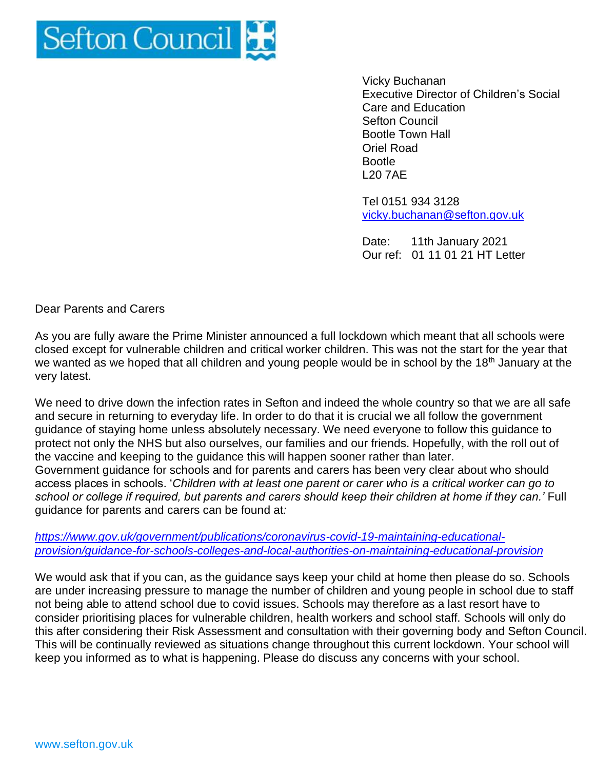Sefton Council

Vicky Buchanan
Executive Director of Children's Social Care and Education
Sefton Council
Bootle Town Hall
Oriel Road
Bootle
L20 7AE

Tel 0151 934 3128
vicky.buchanan@sefton.gov.uk

Date: 11th January 2021
Our ref: 01 11 01 21 HT Letter

Dear Parents and Carers

As you are fully aware the Prime Minister announced a full lockdown which meant that all schools were closed except for vulnerable children and critical worker children. This was not the start for the year that we wanted as we hoped that all children and young people would be in school by the 18th January at the very latest.

We need to drive down the infection rates in Sefton and indeed the whole country so that we are all safe and secure in returning to everyday life. In order to do that it is crucial we all follow the government guidance of staying home unless absolutely necessary. We need everyone to follow this guidance to protect not only the NHS but also ourselves, our families and our friends. Hopefully, with the roll out of the vaccine and keeping to the guidance this will happen sooner rather than later.
Government guidance for schools and for parents and carers has been very clear about who should access places in schools. '*Children with at least one parent or carer who is a critical worker can go to school or college if required, but parents and carers should keep their children at home if they can.'* Full guidance for parents and carers can be found at*:*

*https://www.gov.uk/government/publications/coronavirus-covid-19-maintaining-educational-provision/guidance-for-schools-colleges-and-local-authorities-on-maintaining-educational-provision*

We would ask that if you can, as the guidance says keep your child at home then please do so. Schools are under increasing pressure to manage the number of children and young people in school due to staff not being able to attend school due to covid issues. Schools may therefore as a last resort have to consider prioritising places for vulnerable children, health workers and school staff. Schools will only do this after considering their Risk Assessment and consultation with their governing body and Sefton Council. This will be continually reviewed as situations change throughout this current lockdown. Your school will keep you informed as to what is happening. Please do discuss any concerns with your school.

www.sefton.gov.uk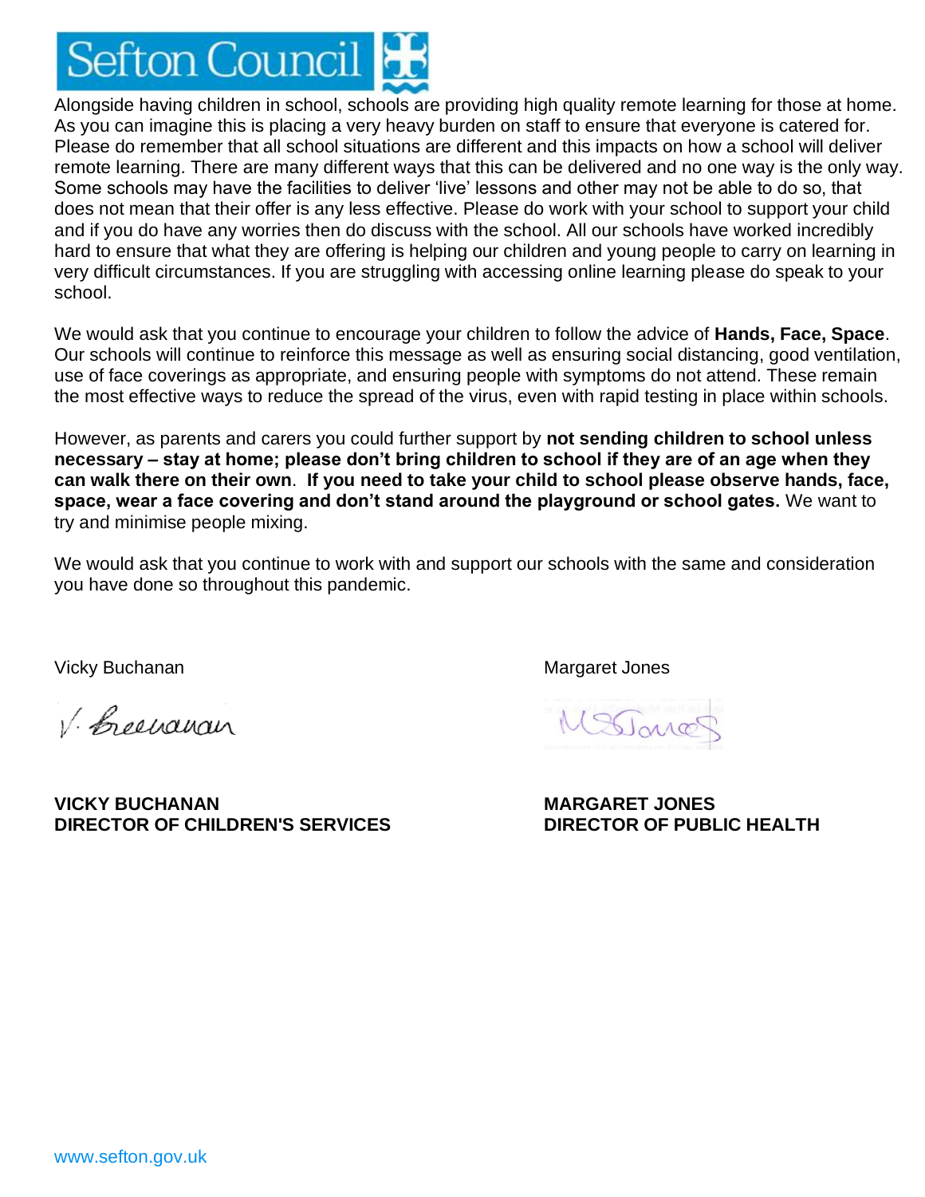Sefton Council

Alongside having children in school, schools are providing high quality remote learning for those at home. As you can imagine this is placing a very heavy burden on staff to ensure that everyone is catered for. Please do remember that all school situations are different and this impacts on how a school will deliver remote learning. There are many different ways that this can be delivered and no one way is the only way. Some schools may have the facilities to deliver 'live' lessons and other may not be able to do so, that does not mean that their offer is any less effective. Please do work with your school to support your child and if you do have any worries then do discuss with the school. All our schools have worked incredibly hard to ensure that what they are offering is helping our children and young people to carry on learning in very difficult circumstances. If you are struggling with accessing online learning please do speak to your school.

We would ask that you continue to encourage your children to follow the advice of **Hands, Face, Space**. Our schools will continue to reinforce this message as well as ensuring social distancing, good ventilation, use of face coverings as appropriate, and ensuring people with symptoms do not attend. These remain the most effective ways to reduce the spread of the virus, even with rapid testing in place within schools.

However, as parents and carers you could further support by **not sending children to school unless necessary – stay at home; please don't bring children to school if they are of an age when they can walk there on their own**. **If you need to take your child to school please observe hands, face, space, wear a face covering and don't stand around the playground or school gates.** We want to try and minimise people mixing.

We would ask that you continue to work with and support our schools with the same and consideration you have done so throughout this pandemic.

Vicky Buchanan

V. Buchanan

**VICKY BUCHANAN**
**DIRECTOR OF CHILDREN'S SERVICES**

Margaret Jones

M Jones

**MARGARET JONES**
**DIRECTOR OF PUBLIC HEALTH**

www.sefton.gov.uk